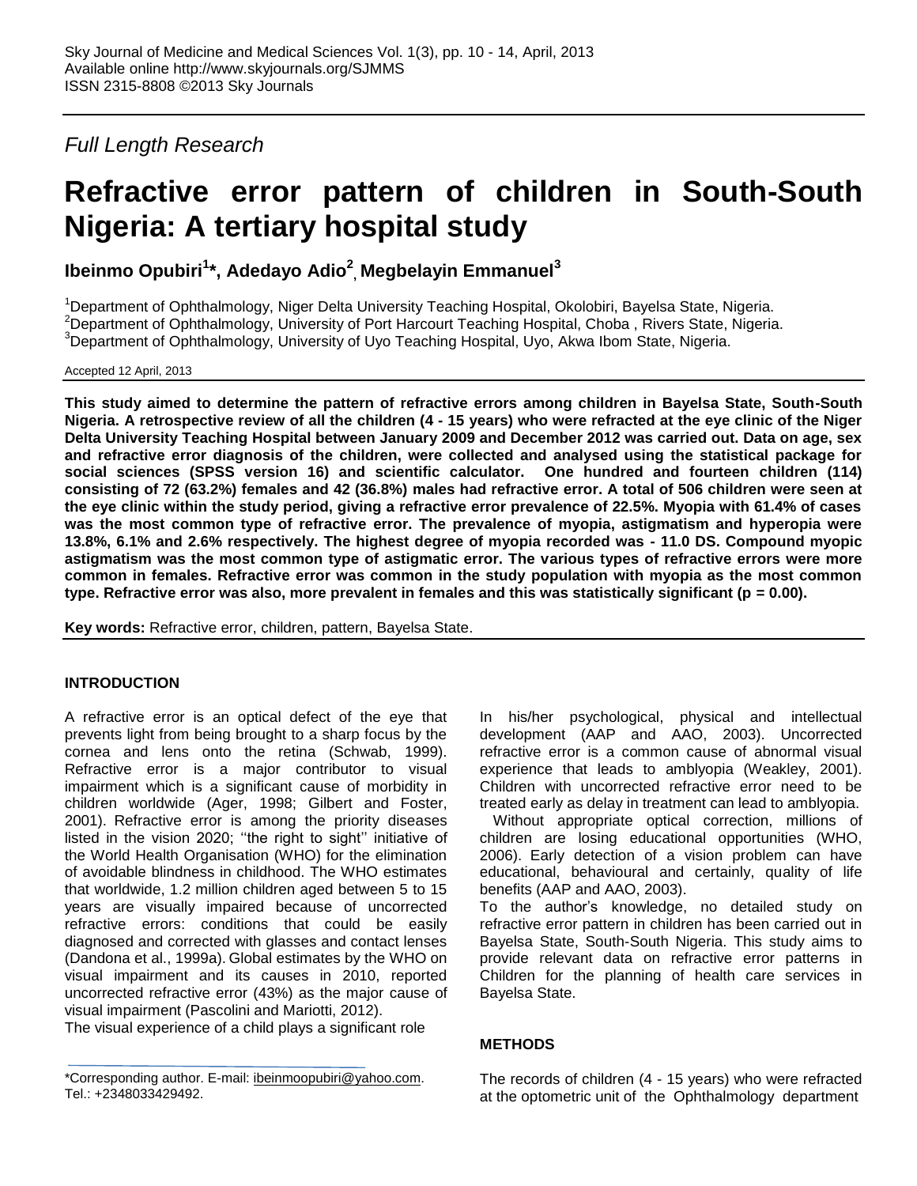*Full Length Research*

# Refractive error pattern of children in South-South Nigeria: A tertiary hospital study

**Ibeinmo Opubiri[1]*, Adedayo Adio[2], Megbelayin Emmanuel[3]**

[1]Department of Ophthalmology, Niger Delta University Teaching Hospital, Okolobiri, Bayelsa State, Nigeria.
[2]Department of Ophthalmology, University of Port Harcourt Teaching Hospital, Choba , Rivers State, Nigeria.
[3]Department of Ophthalmology, University of Uyo Teaching Hospital, Uyo, Akwa Ibom State, Nigeria.

Accepted 12 April, 2013

**This study aimed to determine the pattern of refractive errors among children in Bayelsa State, South-South Nigeria. A retrospective review of all the children (4 - 15 years) who were refracted at the eye clinic of the Niger Delta University Teaching Hospital between January 2009 and December 2012 was carried out. Data on age, sex and refractive error diagnosis of the children, were collected and analysed using the statistical package for social sciences (SPSS version 16) and scientific calculator. One hundred and fourteen children (114) consisting of 72 (63.2%) females and 42 (36.8%) males had refractive error. A total of 506 children were seen at the eye clinic within the study period, giving a refractive error prevalence of 22.5%. Myopia with 61.4% of cases was the most common type of refractive error. The prevalence of myopia, astigmatism and hyperopia were 13.8%, 6.1% and 2.6% respectively. The highest degree of myopia recorded was - 11.0 DS. Compound myopic astigmatism was the most common type of astigmatic error. The various types of refractive errors were more common in females. Refractive error was common in the study population with myopia as the most common type. Refractive error was also, more prevalent in females and this was statistically significant ($p = 0.00$).**

**Key words:** Refractive error, children, pattern, Bayelsa State.

## INTRODUCTION

A refractive error is an optical defect of the eye that prevents light from being brought to a sharp focus by the cornea and lens onto the retina (Schwab, 1999). Refractive error is a major contributor to visual impairment which is a significant cause of morbidity in children worldwide (Ager, 1998; Gilbert and Foster, 2001). Refractive error is among the priority diseases listed in the vision 2020; ''the right to sight'' initiative of the World Health Organisation (WHO) for the elimination of avoidable blindness in childhood. The WHO estimates that worldwide, 1.2 million children aged between 5 to 15 years are visually impaired because of uncorrected refractive errors: conditions that could be easily diagnosed and corrected with glasses and contact lenses (Dandona et al., 1999a). Global estimates by the WHO on visual impairment and its causes in 2010, reported uncorrected refractive error (43%) as the major cause of visual impairment (Pascolini and Mariotti, 2012).

The visual experience of a child plays a significant role in his/her psychological, physical and intellectual development (AAP and AAO, 2003). Uncorrected refractive error is a common cause of abnormal visual experience that leads to amblyopia (Weakley, 2001). Children with uncorrected refractive error need to be treated early as delay in treatment can lead to amblyopia.

Without appropriate optical correction, millions of children are losing educational opportunities (WHO, 2006). Early detection of a vision problem can have educational, behavioural and certainly, quality of life benefits (AAP and AAO, 2003).

To the author's knowledge, no detailed study on refractive error pattern in children has been carried out in Bayelsa State, South-South Nigeria. This study aims to provide relevant data on refractive error patterns in Children for the planning of health care services in Bayelsa State.

## METHODS

The records of children (4 - 15 years) who were refracted at the optometric unit of the Ophthalmology department

*Corresponding author. E-mail: ibeinmoopubiri@yahoo.com. Tel.: +2348033429492.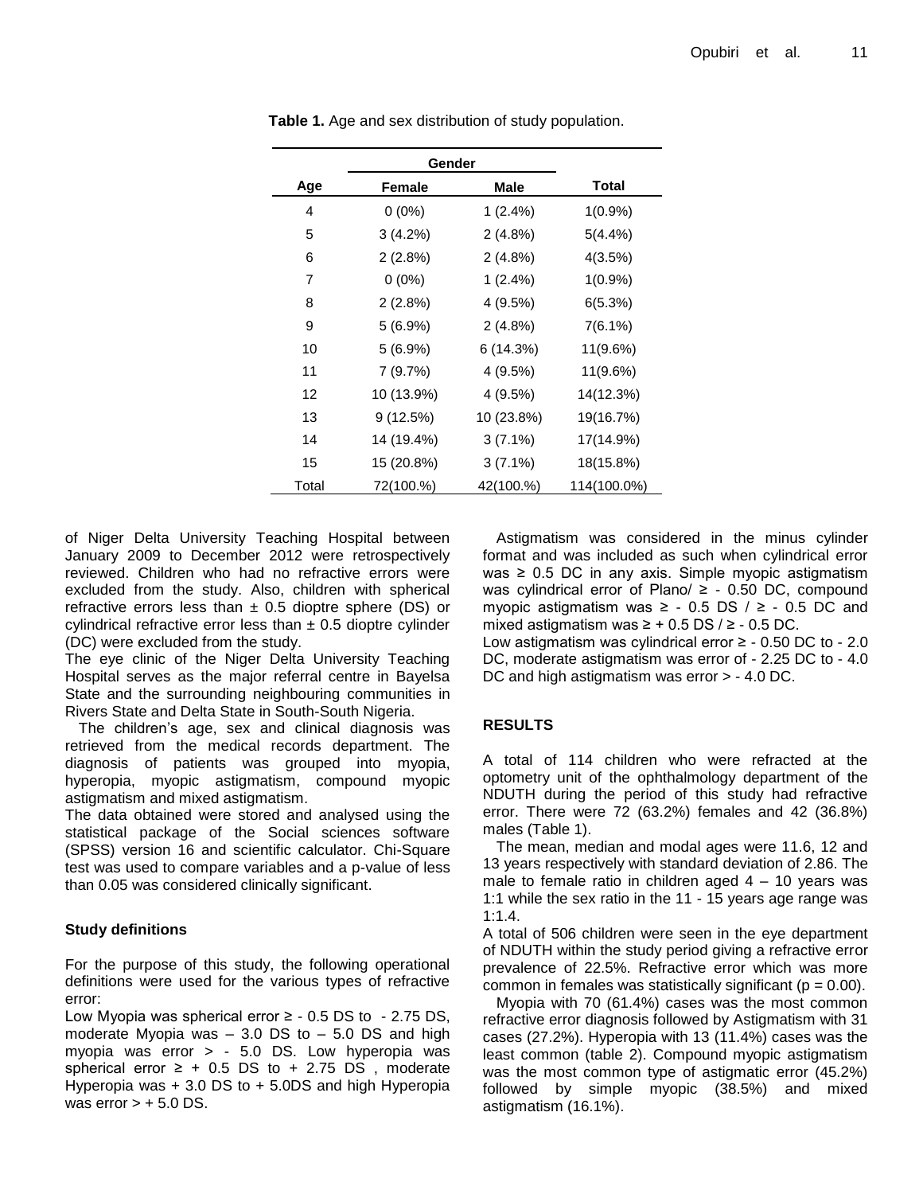**Table 1.** Age and sex distribution of study population.

| Age | Gender | | Total |
|---|---|---|---|
| | Female | Male | |
| 4 | 0 (0%) | 1 (2.4%) | 1(0.9%) |
| 5 | 3 (4.2%) | 2 (4.8%) | 5(4.4%) |
| 6 | 2 (2.8%) | 2 (4.8%) | 4(3.5%) |
| 7 | 0 (0%) | 1 (2.4%) | 1(0.9%) |
| 8 | 2 (2.8%) | 4 (9.5%) | 6(5.3%) |
| 9 | 5 (6.9%) | 2 (4.8%) | 7(6.1%) |
| 10 | 5 (6.9%) | 6 (14.3%) | 11(9.6%) |
| 11 | 7 (9.7%) | 4 (9.5%) | 11(9.6%) |
| 12 | 10 (13.9%) | 4 (9.5%) | 14(12.3%) |
| 13 | 9 (12.5%) | 10 (23.8%) | 19(16.7%) |
| 14 | 14 (19.4%) | 3 (7.1%) | 17(14.9%) |
| 15 | 15 (20.8%) | 3 (7.1%) | 18(15.8%) |
| Total | 72(100.%) | 42(100.%) | 114(100.0%) |

of Niger Delta University Teaching Hospital between January 2009 to December 2012 were retrospectively reviewed. Children who had no refractive errors were excluded from the study. Also, children with spherical refractive errors less than ± 0.5 dioptre sphere (DS) or cylindrical refractive error less than ± 0.5 dioptre cylinder (DC) were excluded from the study.

The eye clinic of the Niger Delta University Teaching Hospital serves as the major referral centre in Bayelsa State and the surrounding neighbouring communities in Rivers State and Delta State in South-South Nigeria.

The children's age, sex and clinical diagnosis was retrieved from the medical records department. The diagnosis of patients was grouped into myopia, hyperopia, myopic astigmatism, compound myopic astigmatism and mixed astigmatism.

The data obtained were stored and analysed using the statistical package of the Social sciences software (SPSS) version 16 and scientific calculator. Chi-Square test was used to compare variables and a p-value of less than 0.05 was considered clinically significant.

### Study definitions

For the purpose of this study, the following operational definitions were used for the various types of refractive error:

Low Myopia was spherical error ≥ - 0.5 DS to - 2.75 DS, moderate Myopia was – 3.0 DS to – 5.0 DS and high myopia was error > - 5.0 DS. Low hyperopia was spherical error ≥ + 0.5 DS to + 2.75 DS , moderate Hyperopia was + 3.0 DS to + 5.0DS and high Hyperopia was error > + 5.0 DS.

Astigmatism was considered in the minus cylinder format and was included as such when cylindrical error was ≥ 0.5 DC in any axis. Simple myopic astigmatism was cylindrical error of Plano/ ≥ - 0.50 DC, compound myopic astigmatism was ≥ - 0.5 DS / ≥ - 0.5 DC and mixed astigmatism was ≥ + 0.5 DS / ≥ - 0.5 DC.

Low astigmatism was cylindrical error ≥ - 0.50 DC to - 2.0 DC, moderate astigmatism was error of - 2.25 DC to - 4.0 DC and high astigmatism was error > - 4.0 DC.

## RESULTS

A total of 114 children who were refracted at the optometry unit of the ophthalmology department of the NDUTH during the period of this study had refractive error. There were 72 (63.2%) females and 42 (36.8%) males (Table 1).

The mean, median and modal ages were 11.6, 12 and 13 years respectively with standard deviation of 2.86. The male to female ratio in children aged 4 – 10 years was 1:1 while the sex ratio in the 11 - 15 years age range was 1:1.4.

A total of 506 children were seen in the eye department of NDUTH within the study period giving a refractive error prevalence of 22.5%. Refractive error which was more common in females was statistically significant ($p = 0.00$).

Myopia with 70 (61.4%) cases was the most common refractive error diagnosis followed by Astigmatism with 31 cases (27.2%). Hyperopia with 13 (11.4%) cases was the least common (table 2). Compound myopic astigmatism was the most common type of astigmatic error (45.2%) followed by simple myopic (38.5%) and mixed astigmatism (16.1%).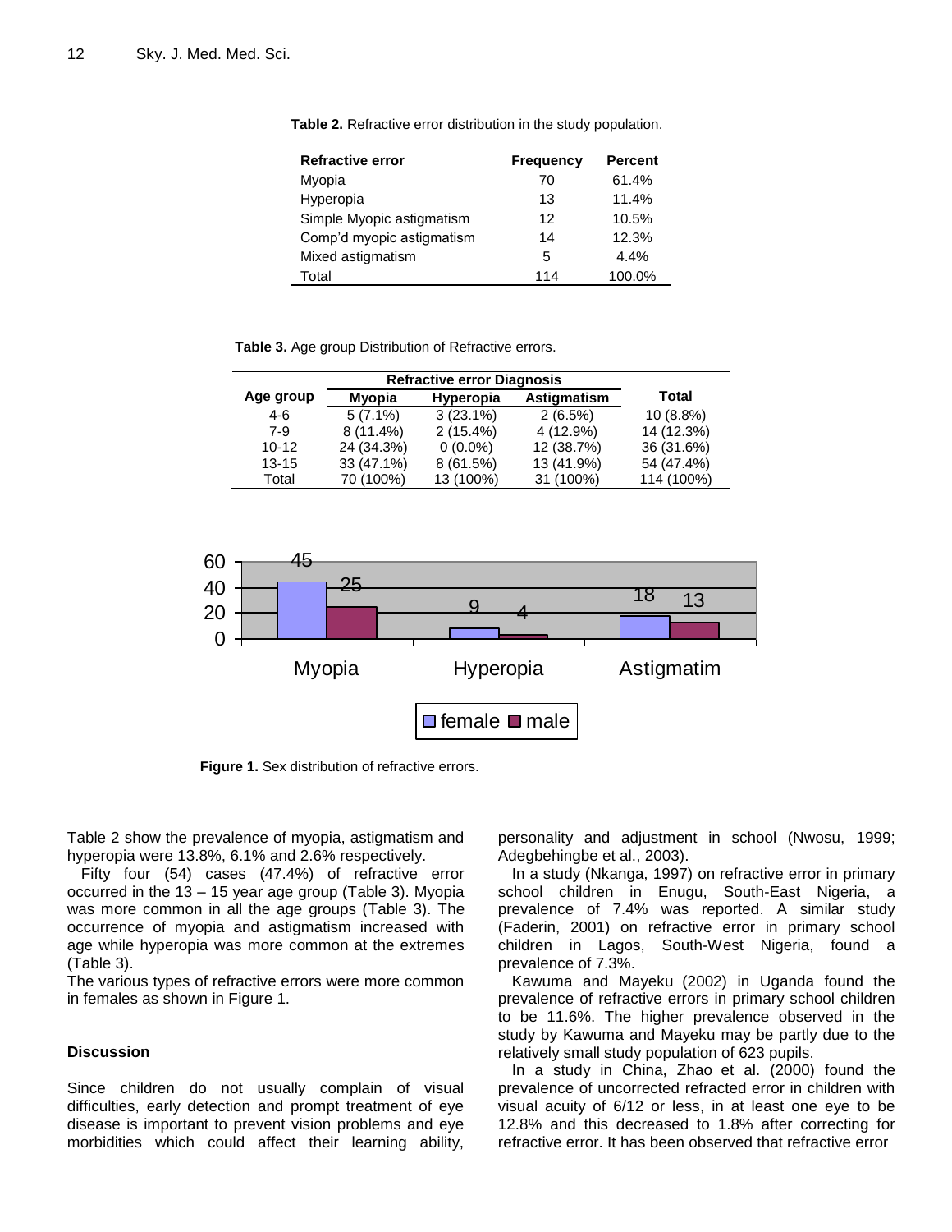**Table 2.** Refractive error distribution in the study population.

| Refractive error | Frequency | Percent |
|---|---|---|
| Myopia | 70 | 61.4% |
| Hyperopia | 13 | 11.4% |
| Simple Myopic astigmatism | 12 | 10.5% |
| Comp'd myopic astigmatism | 14 | 12.3% |
| Mixed astigmatism | 5 | 4.4% |
| Total | 114 | 100.0% |

**Table 3.** Age group Distribution of Refractive errors.

| Age group | Refractive error Diagnosis | | | Total |
|---|---|---|---|---|
| | Myopia | Hyperopia | Astigmatism | |
| 4-6 | 5 (7.1%) | 3 (23.1%) | 2 (6.5%) | 10 (8.8%) |
| 7-9 | 8 (11.4%) | 2 (15.4%) | 4 (12.9%) | 14 (12.3%) |
| 10-12 | 24 (34.3%) | 0 (0.0%) | 12 (38.7%) | 36 (31.6%) |
| 13-15 | 33 (47.1%) | 8 (61.5%) | 13 (41.9%) | 54 (47.4%) |
| Total | 70 (100%) | 13 (100%) | 31 (100%) | 114 (100%) |

| | Myopia | Hyperopia | Astigmatim |
|---|---|---|---|
| female | 45 | 9 | 18 |
| male | 25 | 4 | 13 |

**Figure 1.** Sex distribution of refractive errors.

Table 2 show the prevalence of myopia, astigmatism and hyperopia were 13.8%, 6.1% and 2.6% respectively.

Fifty four (54) cases (47.4%) of refractive error occurred in the 13 – 15 year age group (Table 3). Myopia was more common in all the age groups (Table 3). The occurrence of myopia and astigmatism increased with age while hyperopia was more common at the extremes (Table 3).

The various types of refractive errors were more common in females as shown in Figure 1.

### Discussion

Since children do not usually complain of visual difficulties, early detection and prompt treatment of eye disease is important to prevent vision problems and eye morbidities which could affect their learning ability, personality and adjustment in school (Nwosu, 1999; Adegbehingbe et al., 2003).

In a study (Nkanga, 1997) on refractive error in primary school children in Enugu, South-East Nigeria, a prevalence of 7.4% was reported. A similar study (Faderin, 2001) on refractive error in primary school children in Lagos, South-West Nigeria, found a prevalence of 7.3%.

Kawuma and Mayeku (2002) in Uganda found the prevalence of refractive errors in primary school children to be 11.6%. The higher prevalence observed in the study by Kawuma and Mayeku may be partly due to the relatively small study population of 623 pupils.

In a study in China, Zhao et al. (2000) found the prevalence of uncorrected refracted error in children with visual acuity of 6/12 or less, in at least one eye to be 12.8% and this decreased to 1.8% after correcting for refractive error. It has been observed that refractive error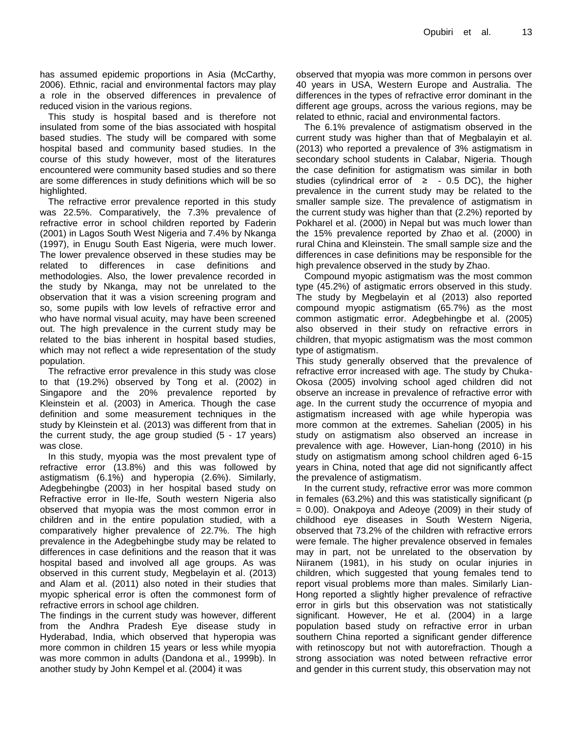has assumed epidemic proportions in Asia (McCarthy, 2006). Ethnic, racial and environmental factors may play a role in the observed differences in prevalence of reduced vision in the various regions.

This study is hospital based and is therefore not insulated from some of the bias associated with hospital based studies. The study will be compared with some hospital based and community based studies. In the course of this study however, most of the literatures encountered were community based studies and so there are some differences in study definitions which will be so highlighted.

The refractive error prevalence reported in this study was 22.5%. Comparatively, the 7.3% prevalence of refractive error in school children reported by Faderin (2001) in Lagos South West Nigeria and 7.4% by Nkanga (1997), in Enugu South East Nigeria, were much lower. The lower prevalence observed in these studies may be related to differences in case definitions and methodologies. Also, the lower prevalence recorded in the study by Nkanga, may not be unrelated to the observation that it was a vision screening program and so, some pupils with low levels of refractive error and who have normal visual acuity, may have been screened out. The high prevalence in the current study may be related to the bias inherent in hospital based studies, which may not reflect a wide representation of the study population.

The refractive error prevalence in this study was close to that (19.2%) observed by Tong et al. (2002) in Singapore and the 20% prevalence reported by Kleinstein et al. (2003) in America. Though the case definition and some measurement techniques in the study by Kleinstein et al. (2013) was different from that in the current study, the age group studied (5 - 17 years) was close.

In this study, myopia was the most prevalent type of refractive error (13.8%) and this was followed by astigmatism (6.1%) and hyperopia (2.6%). Similarly, Adegbehingbe (2003) in her hospital based study on Refractive error in Ile-Ife, South western Nigeria also observed that myopia was the most common error in children and in the entire population studied, with a comparatively higher prevalence of 22.7%. The high prevalence in the Adegbehingbe study may be related to differences in case definitions and the reason that it was hospital based and involved all age groups. As was observed in this current study, Megbelayin et al. (2013) and Alam et al. (2011) also noted in their studies that myopic spherical error is often the commonest form of refractive errors in school age children.

The findings in the current study was however, different from the Andhra Pradesh Eye disease study in Hyderabad, India, which observed that hyperopia was more common in children 15 years or less while myopia was more common in adults (Dandona et al., 1999b). In another study by John Kempel et al. (2004) it was observed that myopia was more common in persons over 40 years in USA, Western Europe and Australia. The differences in the types of refractive error dominant in the different age groups, across the various regions, may be related to ethnic, racial and environmental factors.

The 6.1% prevalence of astigmatism observed in the current study was higher than that of Megbalayin et al. (2013) who reported a prevalence of 3% astigmatism in secondary school students in Calabar, Nigeria. Though the case definition for astigmatism was similar in both studies (cylindrical error of ≥ - 0.5 DC), the higher prevalence in the current study may be related to the smaller sample size. The prevalence of astigmatism in the current study was higher than that (2.2%) reported by Pokharel et al. (2000) in Nepal but was much lower than the 15% prevalence reported by Zhao et al. (2000) in rural China and Kleinstein. The small sample size and the differences in case definitions may be responsible for the high prevalence observed in the study by Zhao.

Compound myopic astigmatism was the most common type (45.2%) of astigmatic errors observed in this study. The study by Megbelayin et al (2013) also reported compound myopic astigmatism (65.7%) as the most common astigmatic error. Adegbehingbe et al. (2005) also observed in their study on refractive errors in children, that myopic astigmatism was the most common type of astigmatism.

This study generally observed that the prevalence of refractive error increased with age. The study by Chuka-Okosa (2005) involving school aged children did not observe an increase in prevalence of refractive error with age. In the current study the occurrence of myopia and astigmatism increased with age while hyperopia was more common at the extremes. Sahelian (2005) in his study on astigmatism also observed an increase in prevalence with age. However, Lian-hong (2010) in his study on astigmatism among school children aged 6-15 years in China, noted that age did not significantly affect the prevalence of astigmatism.

In the current study, refractive error was more common in females (63.2%) and this was statistically significant (p = 0.00). Onakpoya and Adeoye (2009) in their study of childhood eye diseases in South Western Nigeria, observed that 73.2% of the children with refractive errors were female. The higher prevalence observed in females may in part, not be unrelated to the observation by Niiranem (1981), in his study on ocular injuries in children, which suggested that young females tend to report visual problems more than males. Similarly Lian-Hong reported a slightly higher prevalence of refractive error in girls but this observation was not statistically significant. However, He et al. (2004) in a large population based study on refractive error in urban southern China reported a significant gender difference with retinoscopy but not with autorefraction. Though a strong association was noted between refractive error and gender in this current study, this observation may not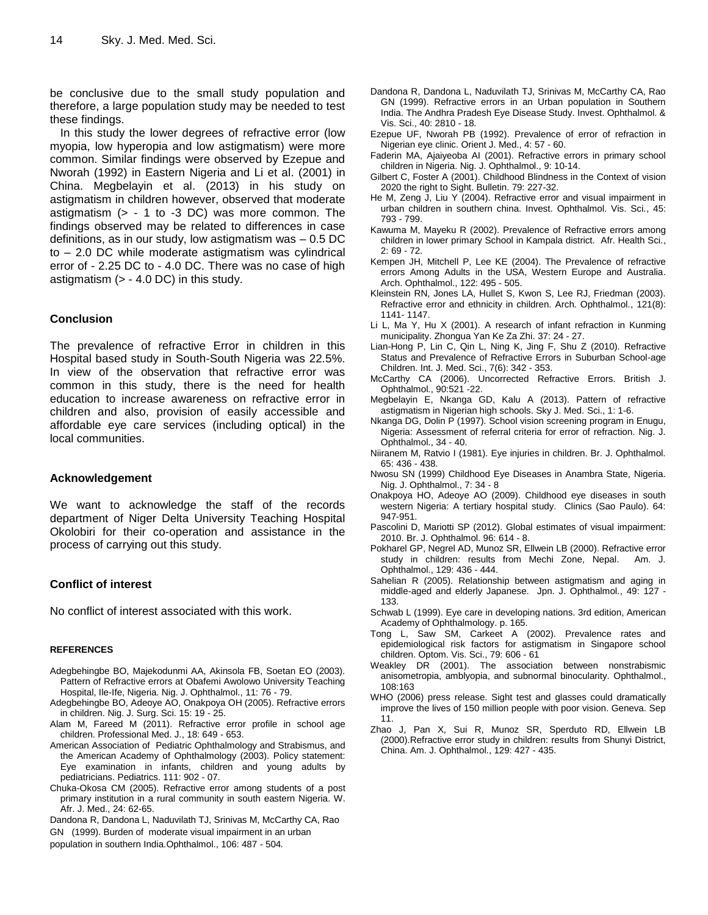be conclusive due to the small study population and therefore, a large population study may be needed to test these findings.

In this study the lower degrees of refractive error (low myopia, low hyperopia and low astigmatism) were more common. Similar findings were observed by Ezepue and Nworah (1992) in Eastern Nigeria and Li et al. (2001) in China. Megbelayin et al. (2013) in his study on astigmatism in children however, observed that moderate astigmatism (> - 1 to -3 DC) was more common. The findings observed may be related to differences in case definitions, as in our study, low astigmatism was – 0.5 DC to – 2.0 DC while moderate astigmatism was cylindrical error of - 2.25 DC to - 4.0 DC. There was no case of high astigmatism (> - 4.0 DC) in this study.

## Conclusion

The prevalence of refractive Error in children in this Hospital based study in South-South Nigeria was 22.5%. In view of the observation that refractive error was common in this study, there is the need for health education to increase awareness on refractive error in children and also, provision of easily accessible and affordable eye care services (including optical) in the local communities.

## Acknowledgement

We want to acknowledge the staff of the records department of Niger Delta University Teaching Hospital Okolobiri for their co-operation and assistance in the process of carrying out this study.

## Conflict of interest

No conflict of interest associated with this work.

## REFERENCES

Adegbehingbe BO, Majekodunmi AA, Akinsola FB, Soetan EO (2003). Pattern of Refractive errors at Obafemi Awolowo University Teaching Hospital, Ile-Ife, Nigeria. Nig. J. Ophthalmol., 11: 76 - 79.

Adegbehingbe BO, Adeoye AO, Onakpoya OH (2005). Refractive errors in children. Nig. J. Surg. Sci. 15: 19 - 25.

Alam M, Fareed M (2011). Refractive error profile in school age children. Professional Med. J., 18: 649 - 653.

American Association of Pediatric Ophthalmology and Strabismus, and the American Academy of Ophthalmology (2003). Policy statement: Eye examination in infants, children and young adults by pediatricians. Pediatrics. 111: 902 - 07.

Chuka-Okosa CM (2005). Refractive error among students of a post primary institution in a rural community in south eastern Nigeria. W. Afr. J. Med., 24: 62-65.

Dandona R, Dandona L, Naduvilath TJ, Srinivas M, McCarthy CA, Rao GN (1999). Burden of moderate visual impairment in an urban population in southern India.Ophthalmol., 106: 487 - 504.

Dandona R, Dandona L, Naduvilath TJ, Srinivas M, McCarthy CA, Rao GN (1999). Refractive errors in an Urban population in Southern India. The Andhra Pradesh Eye Disease Study. Invest. Ophthalmol. & Vis. Sci., 40: 2810 - 18.

Ezepue UF, Nworah PB (1992). Prevalence of error of refraction in Nigerian eye clinic. Orient J. Med., 4: 57 - 60.

Faderin MA, Ajaiyeoba AI (2001). Refractive errors in primary school children in Nigeria. Nig. J. Ophthalmol., 9: 10-14.

Gilbert C, Foster A (2001). Childhood Blindness in the Context of vision 2020 the right to Sight. Bulletin. 79: 227-32.

He M, Zeng J, Liu Y (2004). Refractive error and visual impairment in urban children in southern china. Invest. Ophthalmol. Vis. Sci., 45: 793 - 799.

Kawuma M, Mayeku R (2002). Prevalence of Refractive errors among children in lower primary School in Kampala district. Afr. Health Sci., 2: 69 - 72.

Kempen JH, Mitchell P, Lee KE (2004). The Prevalence of refractive errors Among Adults in the USA, Western Europe and Australia. Arch. Ophthalmol., 122: 495 - 505.

Kleinstein RN, Jones LA, Hullet S, Kwon S, Lee RJ, Friedman (2003). Refractive error and ethnicity in children. Arch. Ophthalmol., 121(8): 1141- 1147.

Li L, Ma Y, Hu X (2001). A research of infant refraction in Kunming municipality. Zhongua Yan Ke Za Zhi. 37: 24 - 27.

Lian-Hong P, Lin C, Qin L, Ning K, Jing F, Shu Z (2010). Refractive Status and Prevalence of Refractive Errors in Suburban School-age Children. Int. J. Med. Sci., 7(6): 342 - 353.

McCarthy CA (2006). Uncorrected Refractive Errors. British J. Ophthalmol., 90:521 -22.

Megbelayin E, Nkanga GD, Kalu A (2013). Pattern of refractive astigmatism in Nigerian high schools. Sky J. Med. Sci., 1: 1-6.

Nkanga DG, Dolin P (1997). School vision screening program in Enugu, Nigeria: Assessment of referral criteria for error of refraction. Nig. J. Ophthalmol., 34 - 40.

Niiranem M, Ratvio I (1981). Eye injuries in children. Br. J. Ophthalmol. 65: 436 - 438.

Nwosu SN (1999) Childhood Eye Diseases in Anambra State, Nigeria. Nig. J. Ophthalmol., 7: 34 - 8

Onakpoya HO, Adeoye AO (2009). Childhood eye diseases in south western Nigeria: A tertiary hospital study. Clinics (Sao Paulo). 64: 947-951.

Pascolini D, Mariotti SP (2012). Global estimates of visual impairment: 2010. Br. J. Ophthalmol. 96: 614 - 8.

Pokharel GP, Negrel AD, Munoz SR, Ellwein LB (2000). Refractive error study in children: results from Mechi Zone, Nepal. Am. J. Ophthalmol., 129: 436 - 444.

Sahelian R (2005). Relationship between astigmatism and aging in middle-aged and elderly Japanese. Jpn. J. Ophthalmol., 49: 127 - 133.

Schwab L (1999). Eye care in developing nations. 3rd edition, American Academy of Ophthalmology. p. 165.

Tong L, Saw SM, Carkeet A (2002). Prevalence rates and epidemiological risk factors for astigmatism in Singapore school children. Optom. Vis. Sci., 79: 606 - 61

Weakley DR (2001). The association between nonstrabismic anisometropia, amblyopia, and subnormal binocularity. Ophthalmol., 108:163

WHO (2006) press release. Sight test and glasses could dramatically improve the lives of 150 million people with poor vision. Geneva. Sep 11.

Zhao J, Pan X, Sui R, Munoz SR, Sperduto RD, Ellwein LB (2000).Refractive error study in children: results from Shunyi District, China. Am. J. Ophthalmol., 129: 427 - 435.